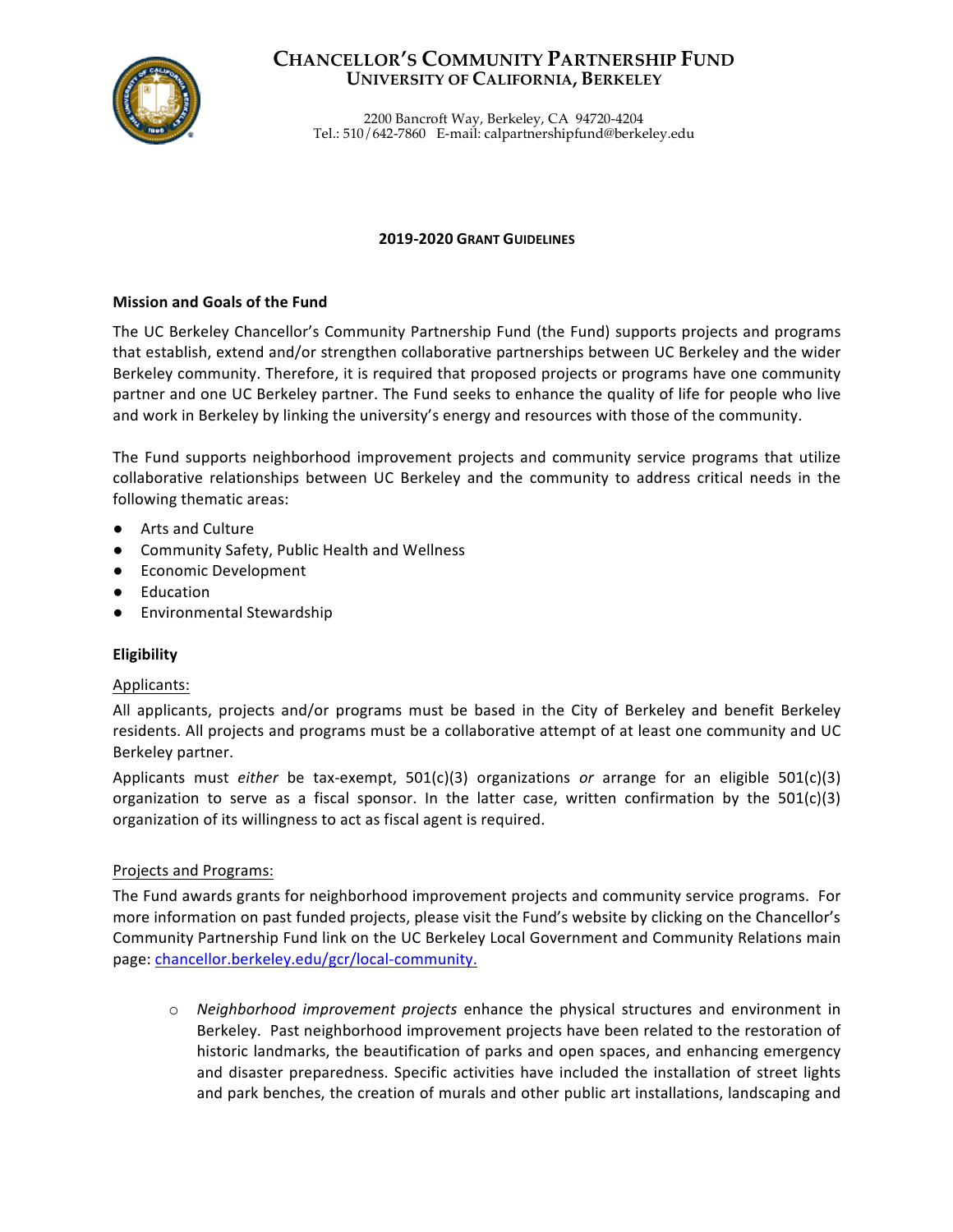# Chancellor's Community Partnership Fund
## University of California, Berkeley

2200 Bancroft Way, Berkeley, CA 94720-4204
Tel.: 510/642-7860 E-mail: calpartnershipfund@berkeley.edu

### 2019-2020 Grant Guidelines

**Mission and Goals of the Fund**

The UC Berkeley Chancellor's Community Partnership Fund (the Fund) supports projects and programs that establish, extend and/or strengthen collaborative partnerships between UC Berkeley and the wider Berkeley community. Therefore, it is required that proposed projects or programs have one community partner and one UC Berkeley partner. The Fund seeks to enhance the quality of life for people who live and work in Berkeley by linking the university's energy and resources with those of the community.

The Fund supports neighborhood improvement projects and community service programs that utilize collaborative relationships between UC Berkeley and the community to address critical needs in the following thematic areas:

- Arts and Culture
- Community Safety, Public Health and Wellness
- Economic Development
- Education
- Environmental Stewardship

**Eligibility**

Applicants:

All applicants, projects and/or programs must be based in the City of Berkeley and benefit Berkeley residents. All projects and programs must be a collaborative attempt of at least one community and UC Berkeley partner.

Applicants must *either* be tax-exempt, 501(c)(3) organizations *or* arrange for an eligible 501(c)(3) organization to serve as a fiscal sponsor. In the latter case, written confirmation by the 501(c)(3) organization of its willingness to act as fiscal agent is required.

Projects and Programs:

The Fund awards grants for neighborhood improvement projects and community service programs. For more information on past funded projects, please visit the Fund's website by clicking on the Chancellor's Community Partnership Fund link on the UC Berkeley Local Government and Community Relations main page: chancellor.berkeley.edu/gcr/local-community.

- *Neighborhood improvement projects* enhance the physical structures and environment in Berkeley. Past neighborhood improvement projects have been related to the restoration of historic landmarks, the beautification of parks and open spaces, and enhancing emergency and disaster preparedness. Specific activities have included the installation of street lights and park benches, the creation of murals and other public art installations, landscaping and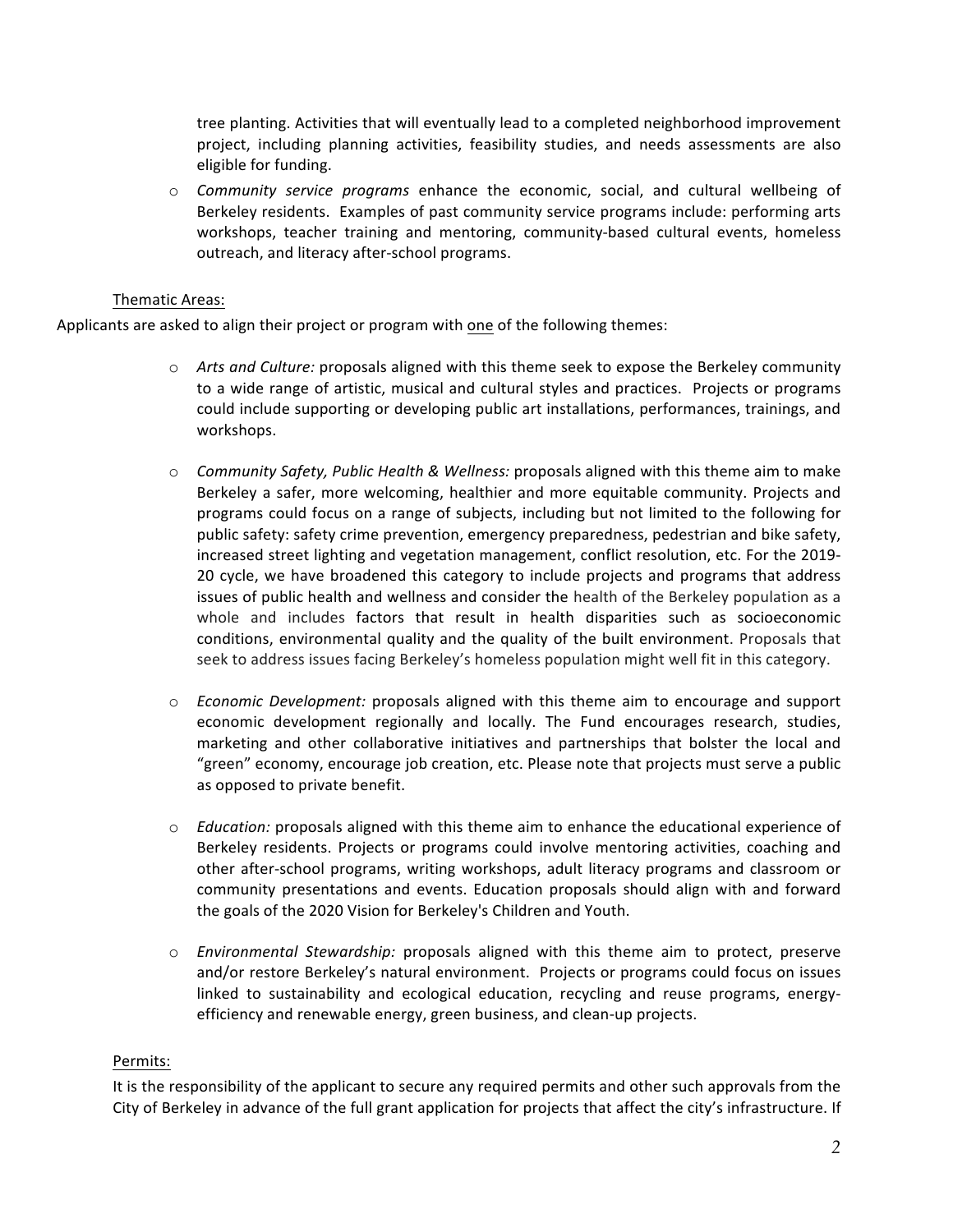tree planting. Activities that will eventually lead to a completed neighborhood improvement project, including planning activities, feasibility studies, and needs assessments are also eligible for funding.

- *Community service programs* enhance the economic, social, and cultural wellbeing of Berkeley residents. Examples of past community service programs include: performing arts workshops, teacher training and mentoring, community-based cultural events, homeless outreach, and literacy after-school programs.

Thematic Areas:

Applicants are asked to align their project or program with one of the following themes:

- *Arts and Culture:* proposals aligned with this theme seek to expose the Berkeley community to a wide range of artistic, musical and cultural styles and practices. Projects or programs could include supporting or developing public art installations, performances, trainings, and workshops.

- *Community Safety, Public Health & Wellness:* proposals aligned with this theme aim to make Berkeley a safer, more welcoming, healthier and more equitable community. Projects and programs could focus on a range of subjects, including but not limited to the following for public safety: safety crime prevention, emergency preparedness, pedestrian and bike safety, increased street lighting and vegetation management, conflict resolution, etc. For the 2019-20 cycle, we have broadened this category to include projects and programs that address issues of public health and wellness and consider the health of the Berkeley population as a whole and includes factors that result in health disparities such as socioeconomic conditions, environmental quality and the quality of the built environment. Proposals that seek to address issues facing Berkeley's homeless population might well fit in this category.

- *Economic Development:* proposals aligned with this theme aim to encourage and support economic development regionally and locally. The Fund encourages research, studies, marketing and other collaborative initiatives and partnerships that bolster the local and "green" economy, encourage job creation, etc. Please note that projects must serve a public as opposed to private benefit.

- *Education:* proposals aligned with this theme aim to enhance the educational experience of Berkeley residents. Projects or programs could involve mentoring activities, coaching and other after-school programs, writing workshops, adult literacy programs and classroom or community presentations and events. Education proposals should align with and forward the goals of the 2020 Vision for Berkeley's Children and Youth.

- *Environmental Stewardship:* proposals aligned with this theme aim to protect, preserve and/or restore Berkeley's natural environment. Projects or programs could focus on issues linked to sustainability and ecological education, recycling and reuse programs, energy-efficiency and renewable energy, green business, and clean-up projects.

Permits:

It is the responsibility of the applicant to secure any required permits and other such approvals from the City of Berkeley in advance of the full grant application for projects that affect the city's infrastructure. If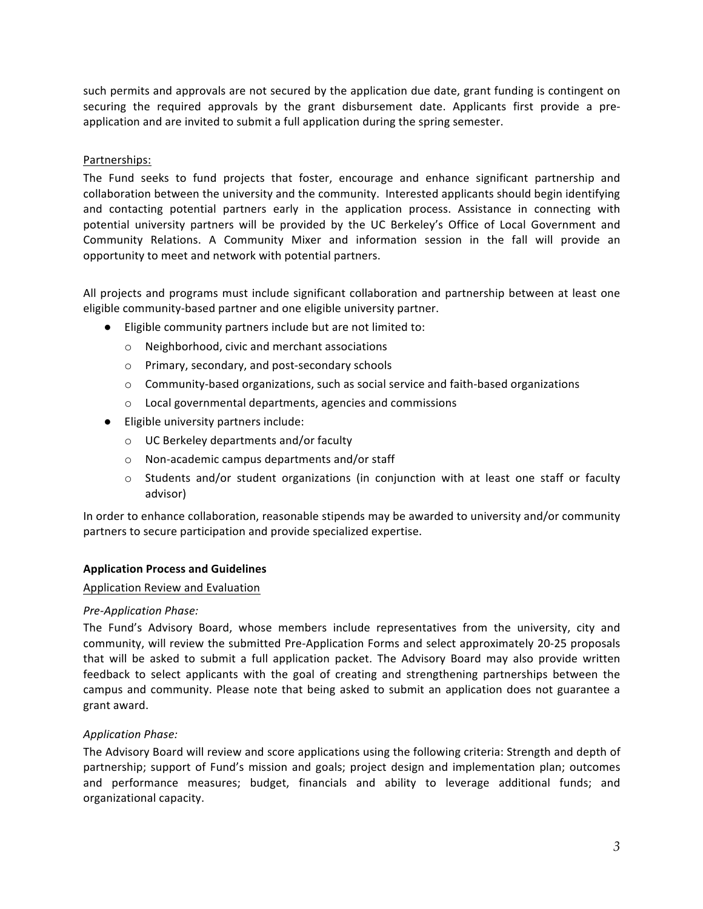such permits and approvals are not secured by the application due date, grant funding is contingent on securing the required approvals by the grant disbursement date. Applicants first provide a pre-application and are invited to submit a full application during the spring semester.

Partnerships:

The Fund seeks to fund projects that foster, encourage and enhance significant partnership and collaboration between the university and the community. Interested applicants should begin identifying and contacting potential partners early in the application process. Assistance in connecting with potential university partners will be provided by the UC Berkeley's Office of Local Government and Community Relations. A Community Mixer and information session in the fall will provide an opportunity to meet and network with potential partners.

All projects and programs must include significant collaboration and partnership between at least one eligible community-based partner and one eligible university partner.

- Eligible community partners include but are not limited to:
  - Neighborhood, civic and merchant associations
  - Primary, secondary, and post-secondary schools
  - Community-based organizations, such as social service and faith-based organizations
  - Local governmental departments, agencies and commissions
- Eligible university partners include:
  - UC Berkeley departments and/or faculty
  - Non-academic campus departments and/or staff
  - Students and/or student organizations (in conjunction with at least one staff or faculty advisor)

In order to enhance collaboration, reasonable stipends may be awarded to university and/or community partners to secure participation and provide specialized expertise.

## Application Process and Guidelines

Application Review and Evaluation

*Pre-Application Phase:*

The Fund's Advisory Board, whose members include representatives from the university, city and community, will review the submitted Pre-Application Forms and select approximately 20-25 proposals that will be asked to submit a full application packet. The Advisory Board may also provide written feedback to select applicants with the goal of creating and strengthening partnerships between the campus and community. Please note that being asked to submit an application does not guarantee a grant award.

*Application Phase:*

The Advisory Board will review and score applications using the following criteria: Strength and depth of partnership; support of Fund's mission and goals; project design and implementation plan; outcomes and performance measures; budget, financials and ability to leverage additional funds; and organizational capacity.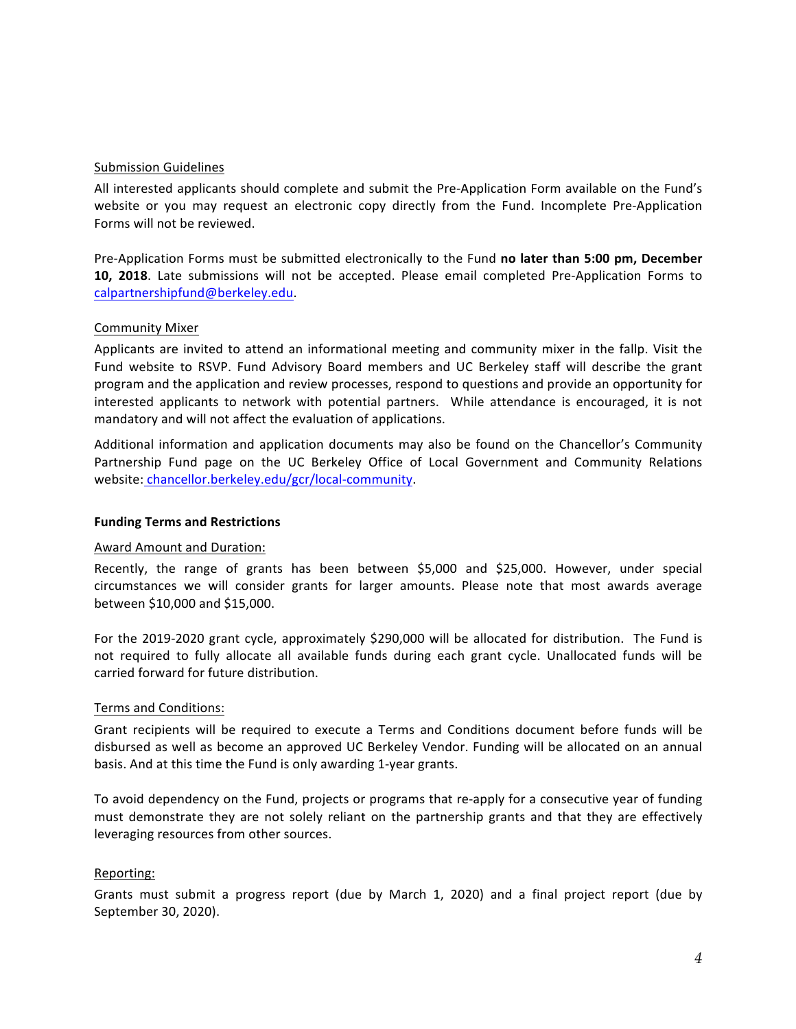Submission Guidelines

All interested applicants should complete and submit the Pre-Application Form available on the Fund's website or you may request an electronic copy directly from the Fund. Incomplete Pre-Application Forms will not be reviewed.

Pre-Application Forms must be submitted electronically to the Fund **no later than 5:00 pm, December 10, 2018**. Late submissions will not be accepted. Please email completed Pre-Application Forms to calpartnershipfund@berkeley.edu.

Community Mixer

Applicants are invited to attend an informational meeting and community mixer in the fallp. Visit the Fund website to RSVP. Fund Advisory Board members and UC Berkeley staff will describe the grant program and the application and review processes, respond to questions and provide an opportunity for interested applicants to network with potential partners. While attendance is encouraged, it is not mandatory and will not affect the evaluation of applications.

Additional information and application documents may also be found on the Chancellor's Community Partnership Fund page on the UC Berkeley Office of Local Government and Community Relations website: chancellor.berkeley.edu/gcr/local-community.

**Funding Terms and Restrictions**

Award Amount and Duration:

Recently, the range of grants has been between $5,000 and $25,000. However, under special circumstances we will consider grants for larger amounts. Please note that most awards average between $10,000 and $15,000.

For the 2019-2020 grant cycle, approximately $290,000 will be allocated for distribution. The Fund is not required to fully allocate all available funds during each grant cycle. Unallocated funds will be carried forward for future distribution.

Terms and Conditions:

Grant recipients will be required to execute a Terms and Conditions document before funds will be disbursed as well as become an approved UC Berkeley Vendor. Funding will be allocated on an annual basis. And at this time the Fund is only awarding 1-year grants.

To avoid dependency on the Fund, projects or programs that re-apply for a consecutive year of funding must demonstrate they are not solely reliant on the partnership grants and that they are effectively leveraging resources from other sources.

Reporting:

Grants must submit a progress report (due by March 1, 2020) and a final project report (due by September 30, 2020).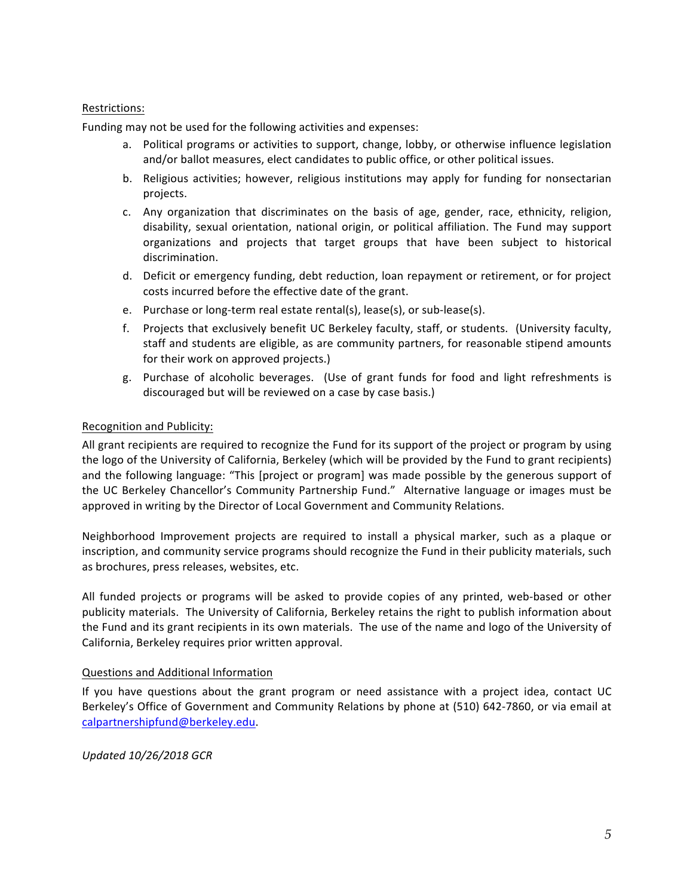Restrictions:

Funding may not be used for the following activities and expenses:

a. Political programs or activities to support, change, lobby, or otherwise influence legislation and/or ballot measures, elect candidates to public office, or other political issues.
b. Religious activities; however, religious institutions may apply for funding for nonsectarian projects.
c. Any organization that discriminates on the basis of age, gender, race, ethnicity, religion, disability, sexual orientation, national origin, or political affiliation. The Fund may support organizations and projects that target groups that have been subject to historical discrimination.
d. Deficit or emergency funding, debt reduction, loan repayment or retirement, or for project costs incurred before the effective date of the grant.
e. Purchase or long-term real estate rental(s), lease(s), or sub-lease(s).
f. Projects that exclusively benefit UC Berkeley faculty, staff, or students. (University faculty, staff and students are eligible, as are community partners, for reasonable stipend amounts for their work on approved projects.)
g. Purchase of alcoholic beverages. (Use of grant funds for food and light refreshments is discouraged but will be reviewed on a case by case basis.)

Recognition and Publicity:

All grant recipients are required to recognize the Fund for its support of the project or program by using the logo of the University of California, Berkeley (which will be provided by the Fund to grant recipients) and the following language: "This [project or program] was made possible by the generous support of the UC Berkeley Chancellor's Community Partnership Fund." Alternative language or images must be approved in writing by the Director of Local Government and Community Relations.

Neighborhood Improvement projects are required to install a physical marker, such as a plaque or inscription, and community service programs should recognize the Fund in their publicity materials, such as brochures, press releases, websites, etc.

All funded projects or programs will be asked to provide copies of any printed, web-based or other publicity materials. The University of California, Berkeley retains the right to publish information about the Fund and its grant recipients in its own materials. The use of the name and logo of the University of California, Berkeley requires prior written approval.

Questions and Additional Information

If you have questions about the grant program or need assistance with a project idea, contact UC Berkeley's Office of Government and Community Relations by phone at (510) 642-7860, or via email at calpartnershipfund@berkeley.edu.

*Updated 10/26/2018 GCR*